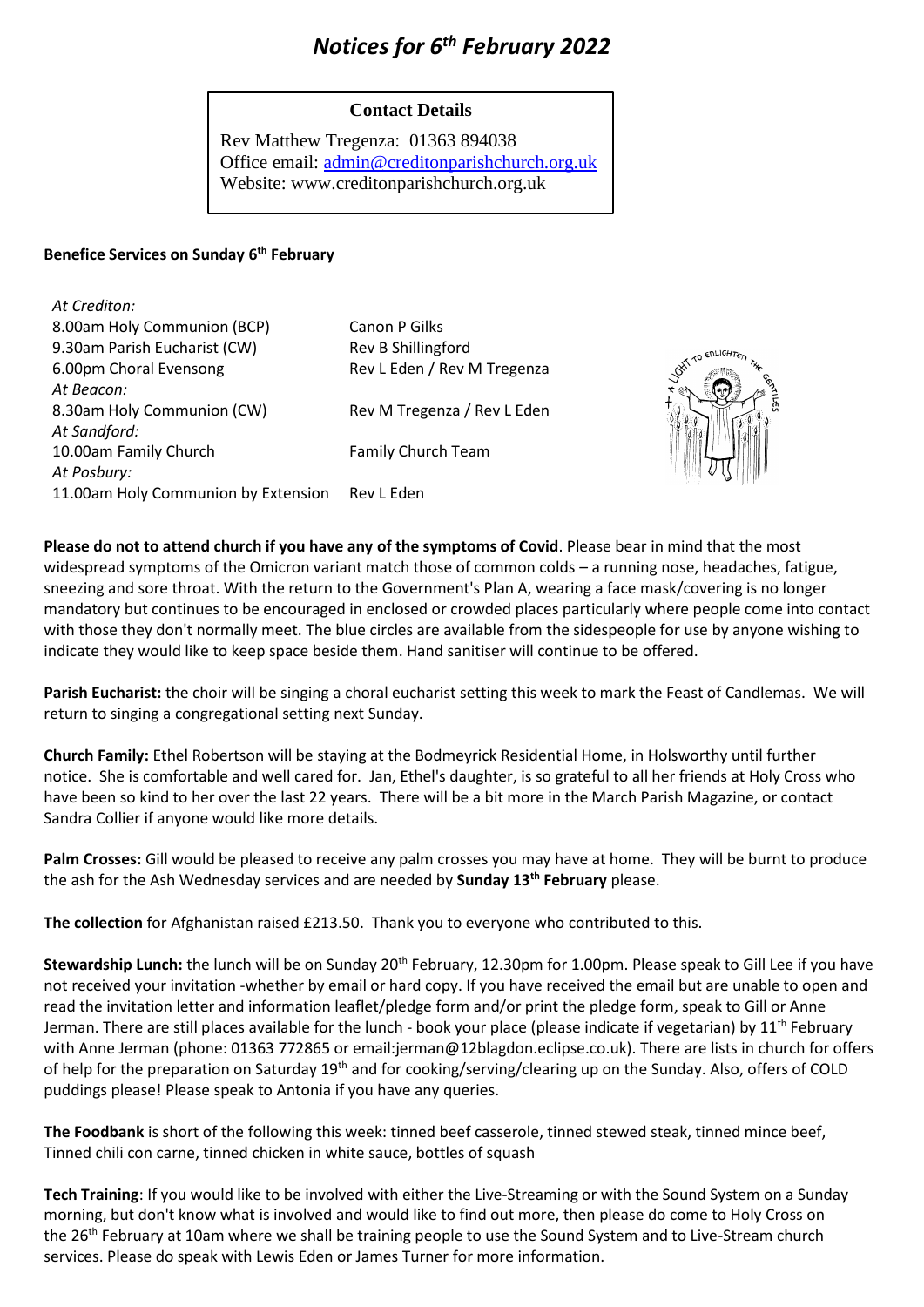# *Notices for 6th February 2022*

**Contact Details**

Rev Matthew Tregenza: 01363 894038
Office email: admin@creditonparishchurch.org.uk
Website: www.creditonparishchurch.org.uk

**Benefice Services on Sunday 6th February**

| | |
|---|---|
| *At Crediton:* | |
| 8.00am Holy Communion (BCP) | Canon P Gilks |
| 9.30am Parish Eucharist (CW) | Rev B Shillingford |
| 6.00pm Choral Evensong | Rev L Eden / Rev M Tregenza |
| *At Beacon:* | |
| 8.30am Holy Communion (CW) | Rev M Tregenza / Rev L Eden |
| *At Sandford:* | |
| 10.00am Family Church | Family Church Team |
| *At Posbury:* | |
| 11.00am Holy Communion by Extension | Rev L Eden |

**Please do not to attend church if you have any of the symptoms of Covid**. Please bear in mind that the most widespread symptoms of the Omicron variant match those of common colds – a running nose, headaches, fatigue, sneezing and sore throat. With the return to the Government's Plan A, wearing a face mask/covering is no longer mandatory but continues to be encouraged in enclosed or crowded places particularly where people come into contact with those they don't normally meet. The blue circles are available from the sidespeople for use by anyone wishing to indicate they would like to keep space beside them. Hand sanitiser will continue to be offered.

**Parish Eucharist:** the choir will be singing a choral eucharist setting this week to mark the Feast of Candlemas. We will return to singing a congregational setting next Sunday.

**Church Family:** Ethel Robertson will be staying at the Bodmeyrick Residential Home, in Holsworthy until further notice. She is comfortable and well cared for. Jan, Ethel's daughter, is so grateful to all her friends at Holy Cross who have been so kind to her over the last 22 years. There will be a bit more in the March Parish Magazine, or contact Sandra Collier if anyone would like more details.

**Palm Crosses:** Gill would be pleased to receive any palm crosses you may have at home. They will be burnt to produce the ash for the Ash Wednesday services and are needed by **Sunday 13th February** please.

**The collection** for Afghanistan raised £213.50. Thank you to everyone who contributed to this.

**Stewardship Lunch:** the lunch will be on Sunday 20th February, 12.30pm for 1.00pm. Please speak to Gill Lee if you have not received your invitation -whether by email or hard copy. If you have received the email but are unable to open and read the invitation letter and information leaflet/pledge form and/or print the pledge form, speak to Gill or Anne Jerman. There are still places available for the lunch - book your place (please indicate if vegetarian) by 11th February with Anne Jerman (phone: 01363 772865 or email:jerman@12blagdon.eclipse.co.uk). There are lists in church for offers of help for the preparation on Saturday 19th and for cooking/serving/clearing up on the Sunday. Also, offers of COLD puddings please! Please speak to Antonia if you have any queries.

**The Foodbank** is short of the following this week: tinned beef casserole, tinned stewed steak, tinned mince beef, Tinned chili con carne, tinned chicken in white sauce, bottles of squash

**Tech Training**: If you would like to be involved with either the Live-Streaming or with the Sound System on a Sunday morning, but don't know what is involved and would like to find out more, then please do come to Holy Cross on the 26th February at 10am where we shall be training people to use the Sound System and to Live-Stream church services. Please do speak with Lewis Eden or James Turner for more information.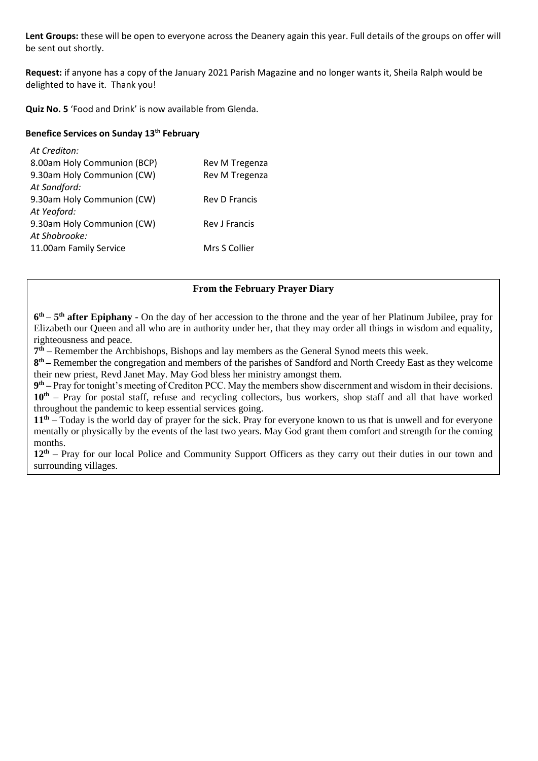**Lent Groups:** these will be open to everyone across the Deanery again this year. Full details of the groups on offer will be sent out shortly.

**Request:** if anyone has a copy of the January 2021 Parish Magazine and no longer wants it, Sheila Ralph would be delighted to have it. Thank you!

**Quiz No. 5** 'Food and Drink' is now available from Glenda.

**Benefice Services on Sunday 13th February**

| | |
|---|---|
| *At Crediton:* | |
| 8.00am Holy Communion (BCP) | Rev M Tregenza |
| 9.30am Holy Communion (CW) | Rev M Tregenza |
| *At Sandford:* | |
| 9.30am Holy Communion (CW) | Rev D Francis |
| *At Yeoford:* | |
| 9.30am Holy Communion (CW) | Rev J Francis |
| *At Shobrooke:* | |
| 11.00am Family Service | Mrs S Collier |

**From the February Prayer Diary**

**6th – 5th after Epiphany -** On the day of her accession to the throne and the year of her Platinum Jubilee, pray for Elizabeth our Queen and all who are in authority under her, that they may order all things in wisdom and equality, righteousness and peace.

**7th** – Remember the Archbishops, Bishops and lay members as the General Synod meets this week.

**8th** – Remember the congregation and members of the parishes of Sandford and North Creedy East as they welcome their new priest, Revd Janet May. May God bless her ministry amongst them.

**9th** – Pray for tonight's meeting of Crediton PCC. May the members show discernment and wisdom in their decisions.

**10th** – Pray for postal staff, refuse and recycling collectors, bus workers, shop staff and all that have worked throughout the pandemic to keep essential services going.

**11th** – Today is the world day of prayer for the sick. Pray for everyone known to us that is unwell and for everyone mentally or physically by the events of the last two years. May God grant them comfort and strength for the coming months.

**12th** – Pray for our local Police and Community Support Officers as they carry out their duties in our town and surrounding villages.